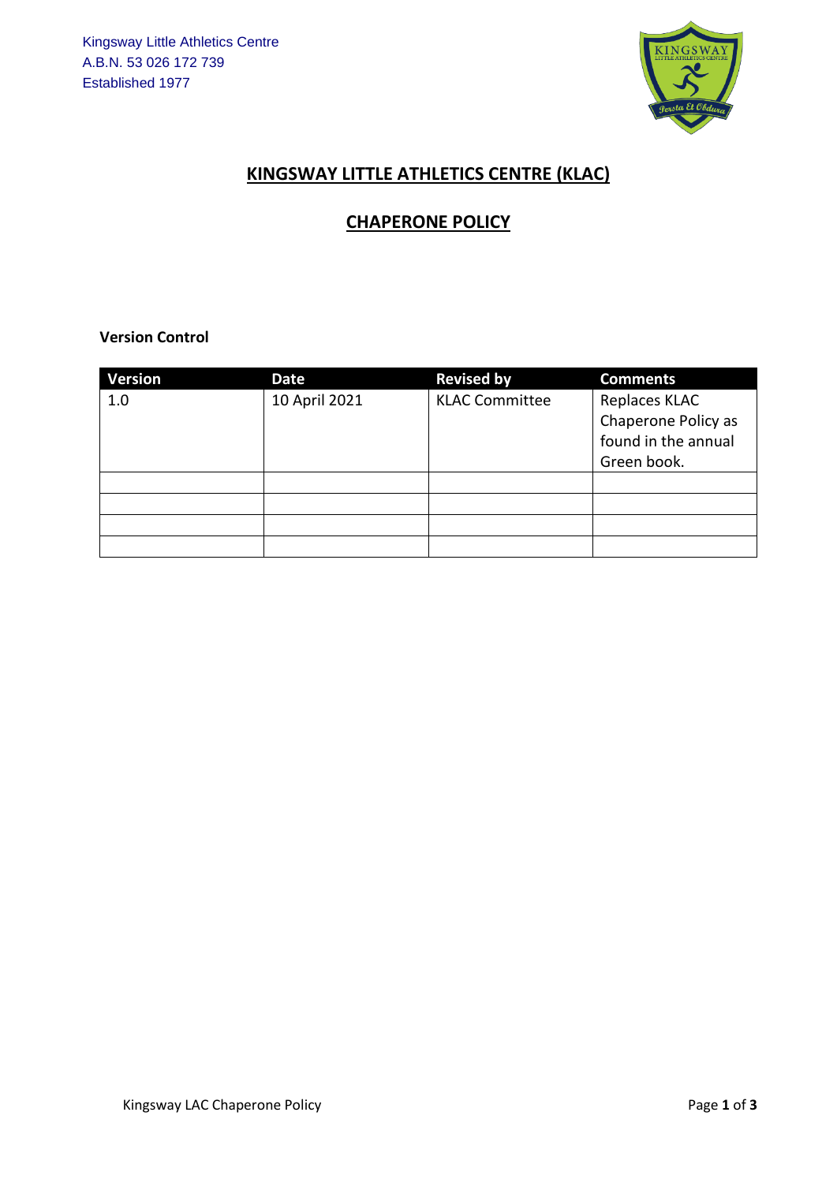Kingsway Little Athletics Centre
A.B.N. 53 026 172 739
Established 1977

# KINGSWAY LITTLE ATHLETICS CENTRE (KLAC)

## CHAPERONE POLICY

**Version Control**

| Version | Date | Revised by | Comments |
|---|---|---|---|
| 1.0 | 10 April 2021 | KLAC Committee | Replaces KLAC Chaperone Policy as found in the annual Green book. |
| | | | |
| | | | |
| | | | |
| | | | |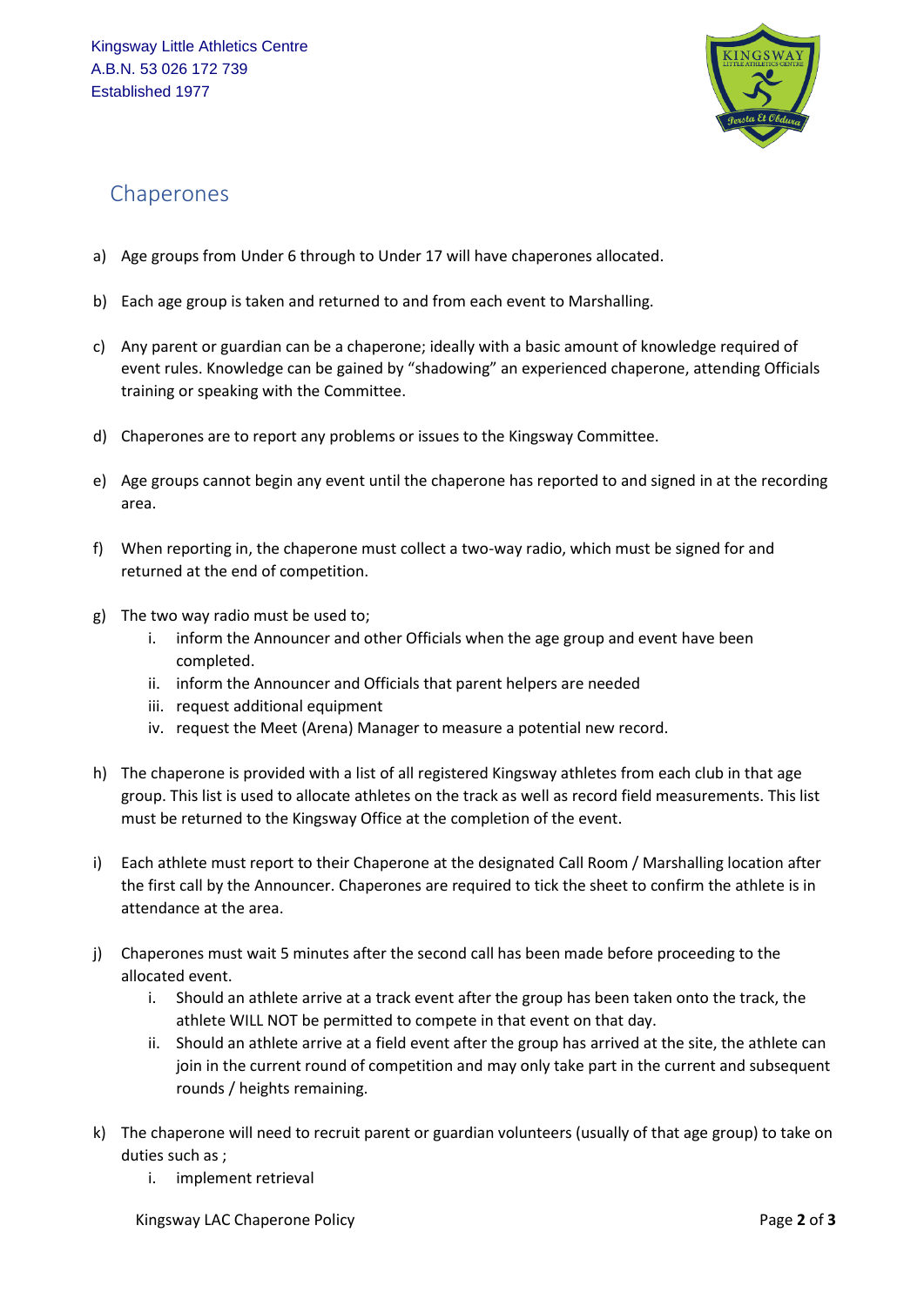Kingsway Little Athletics Centre
A.B.N. 53 026 172 739
Established 1977

## Chaperones

a) Age groups from Under 6 through to Under 17 will have chaperones allocated.

b) Each age group is taken and returned to and from each event to Marshalling.

c) Any parent or guardian can be a chaperone; ideally with a basic amount of knowledge required of event rules. Knowledge can be gained by "shadowing" an experienced chaperone, attending Officials training or speaking with the Committee.

d) Chaperones are to report any problems or issues to the Kingsway Committee.

e) Age groups cannot begin any event until the chaperone has reported to and signed in at the recording area.

f) When reporting in, the chaperone must collect a two-way radio, which must be signed for and returned at the end of competition.

g) The two way radio must be used to;
   i. inform the Announcer and other Officials when the age group and event have been completed.
   ii. inform the Announcer and Officials that parent helpers are needed
   iii. request additional equipment
   iv. request the Meet (Arena) Manager to measure a potential new record.

h) The chaperone is provided with a list of all registered Kingsway athletes from each club in that age group. This list is used to allocate athletes on the track as well as record field measurements. This list must be returned to the Kingsway Office at the completion of the event.

i) Each athlete must report to their Chaperone at the designated Call Room / Marshalling location after the first call by the Announcer. Chaperones are required to tick the sheet to confirm the athlete is in attendance at the area.

j) Chaperones must wait 5 minutes after the second call has been made before proceeding to the allocated event.
   i. Should an athlete arrive at a track event after the group has been taken onto the track, the athlete WILL NOT be permitted to compete in that event on that day.
   ii. Should an athlete arrive at a field event after the group has arrived at the site, the athlete can join in the current round of competition and may only take part in the current and subsequent rounds / heights remaining.

k) The chaperone will need to recruit parent or guardian volunteers (usually of that age group) to take on duties such as ;
   i. implement retrieval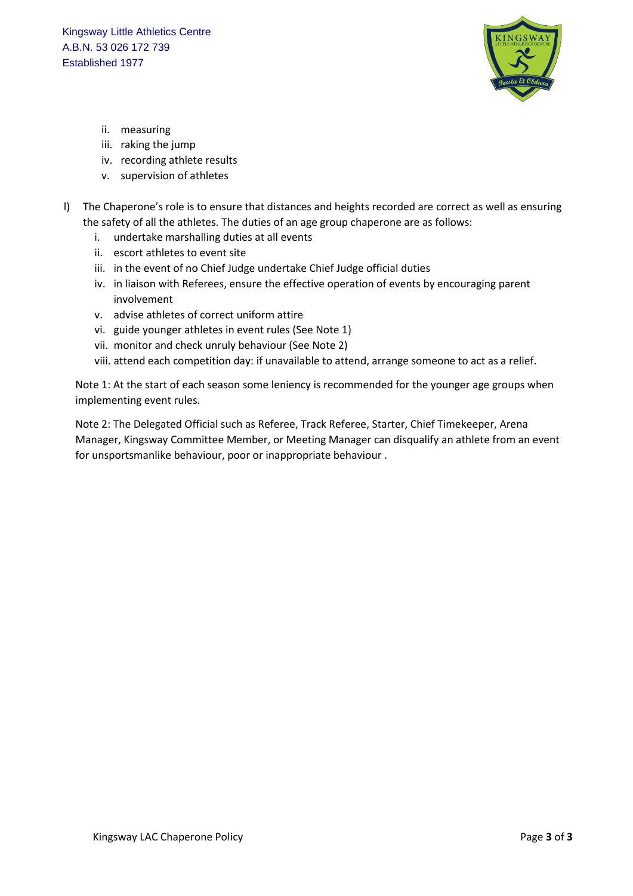ii. measuring
iii. raking the jump
iv. recording athlete results
v. supervision of athletes

l) The Chaperone's role is to ensure that distances and heights recorded are correct as well as ensuring the safety of all the athletes. The duties of an age group chaperone are as follows:
   i. undertake marshalling duties at all events
   ii. escort athletes to event site
   iii. in the event of no Chief Judge undertake Chief Judge official duties
   iv. in liaison with Referees, ensure the effective operation of events by encouraging parent involvement
   v. advise athletes of correct uniform attire
   vi. guide younger athletes in event rules (See Note 1)
   vii. monitor and check unruly behaviour (See Note 2)
   viii. attend each competition day: if unavailable to attend, arrange someone to act as a relief.

Note 1: At the start of each season some leniency is recommended for the younger age groups when implementing event rules.

Note 2: The Delegated Official such as Referee, Track Referee, Starter, Chief Timekeeper, Arena Manager, Kingsway Committee Member, or Meeting Manager can disqualify an athlete from an event for unsportsmanlike behaviour, poor or inappropriate behaviour .